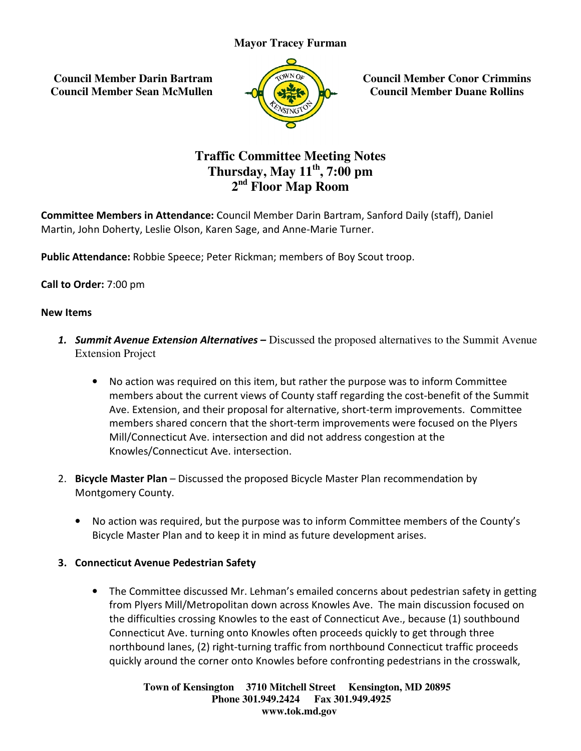**Mayor Tracey Furman**

**Council Member Darin Bartram**
**Council Member Sean McMullen**

**Council Member Conor Crimmins**
**Council Member Duane Rollins**

# Traffic Committee Meeting Notes
## Thursday, May 11th, 7:00 pm
## 2nd Floor Map Room

**Committee Members in Attendance:** Council Member Darin Bartram, Sanford Daily (staff), Daniel Martin, John Doherty, Leslie Olson, Karen Sage, and Anne-Marie Turner.

**Public Attendance:** Robbie Speece; Peter Rickman; members of Boy Scout troop.

**Call to Order:** 7:00 pm

**New Items**

1. ***Summit Avenue Extension Alternatives –*** Discussed the proposed alternatives to the Summit Avenue Extension Project

   - No action was required on this item, but rather the purpose was to inform Committee members about the current views of County staff regarding the cost-benefit of the Summit Ave. Extension, and their proposal for alternative, short-term improvements. Committee members shared concern that the short-term improvements were focused on the Plyers Mill/Connecticut Ave. intersection and did not address congestion at the Knowles/Connecticut Ave. intersection.

2. **Bicycle Master Plan** – Discussed the proposed Bicycle Master Plan recommendation by Montgomery County.

   - No action was required, but the purpose was to inform Committee members of the County's Bicycle Master Plan and to keep it in mind as future development arises.

3. **Connecticut Avenue Pedestrian Safety**

   - The Committee discussed Mr. Lehman's emailed concerns about pedestrian safety in getting from Plyers Mill/Metropolitan down across Knowles Ave. The main discussion focused on the difficulties crossing Knowles to the east of Connecticut Ave., because (1) southbound Connecticut Ave. turning onto Knowles often proceeds quickly to get through three northbound lanes, (2) right-turning traffic from northbound Connecticut traffic proceeds quickly around the corner onto Knowles before confronting pedestrians in the crosswalk,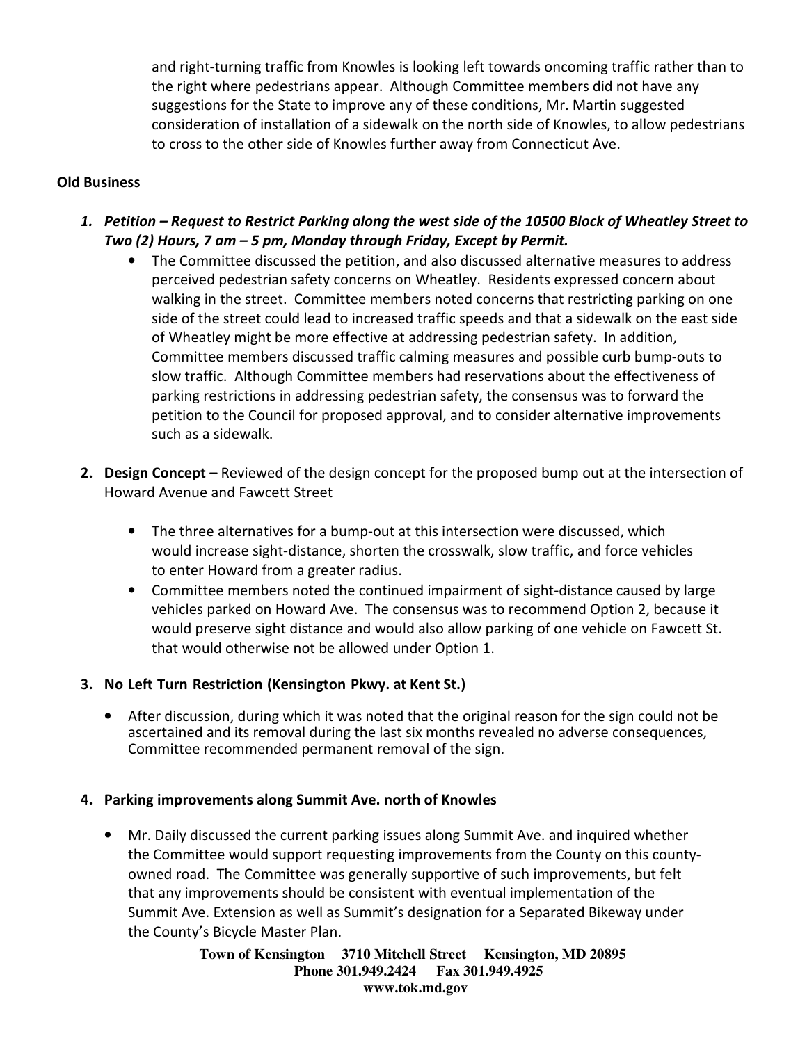and right-turning traffic from Knowles is looking left towards oncoming traffic rather than to the right where pedestrians appear. Although Committee members did not have any suggestions for the State to improve any of these conditions, Mr. Martin suggested consideration of installation of a sidewalk on the north side of Knowles, to allow pedestrians to cross to the other side of Knowles further away from Connecticut Ave.

**Old Business**

1. ***Petition – Request to Restrict Parking along the west side of the 10500 Block of Wheatley Street to Two (2) Hours, 7 am – 5 pm, Monday through Friday, Except by Permit.***
   - The Committee discussed the petition, and also discussed alternative measures to address perceived pedestrian safety concerns on Wheatley. Residents expressed concern about walking in the street. Committee members noted concerns that restricting parking on one side of the street could lead to increased traffic speeds and that a sidewalk on the east side of Wheatley might be more effective at addressing pedestrian safety. In addition, Committee members discussed traffic calming measures and possible curb bump-outs to slow traffic. Although Committee members had reservations about the effectiveness of parking restrictions in addressing pedestrian safety, the consensus was to forward the petition to the Council for proposed approval, and to consider alternative improvements such as a sidewalk.

2. **Design Concept –** Reviewed of the design concept for the proposed bump out at the intersection of Howard Avenue and Fawcett Street
   - The three alternatives for a bump-out at this intersection were discussed, which would increase sight-distance, shorten the crosswalk, slow traffic, and force vehicles to enter Howard from a greater radius.
   - Committee members noted the continued impairment of sight-distance caused by large vehicles parked on Howard Ave. The consensus was to recommend Option 2, because it would preserve sight distance and would also allow parking of one vehicle on Fawcett St. that would otherwise not be allowed under Option 1.

3. **No Left Turn Restriction (Kensington Pkwy. at Kent St.)**
   - After discussion, during which it was noted that the original reason for the sign could not be ascertained and its removal during the last six months revealed no adverse consequences, Committee recommended permanent removal of the sign.

4. **Parking improvements along Summit Ave. north of Knowles**
   - Mr. Daily discussed the current parking issues along Summit Ave. and inquired whether the Committee would support requesting improvements from the County on this county-owned road. The Committee was generally supportive of such improvements, but felt that any improvements should be consistent with eventual implementation of the Summit Ave. Extension as well as Summit's designation for a Separated Bikeway under the County's Bicycle Master Plan.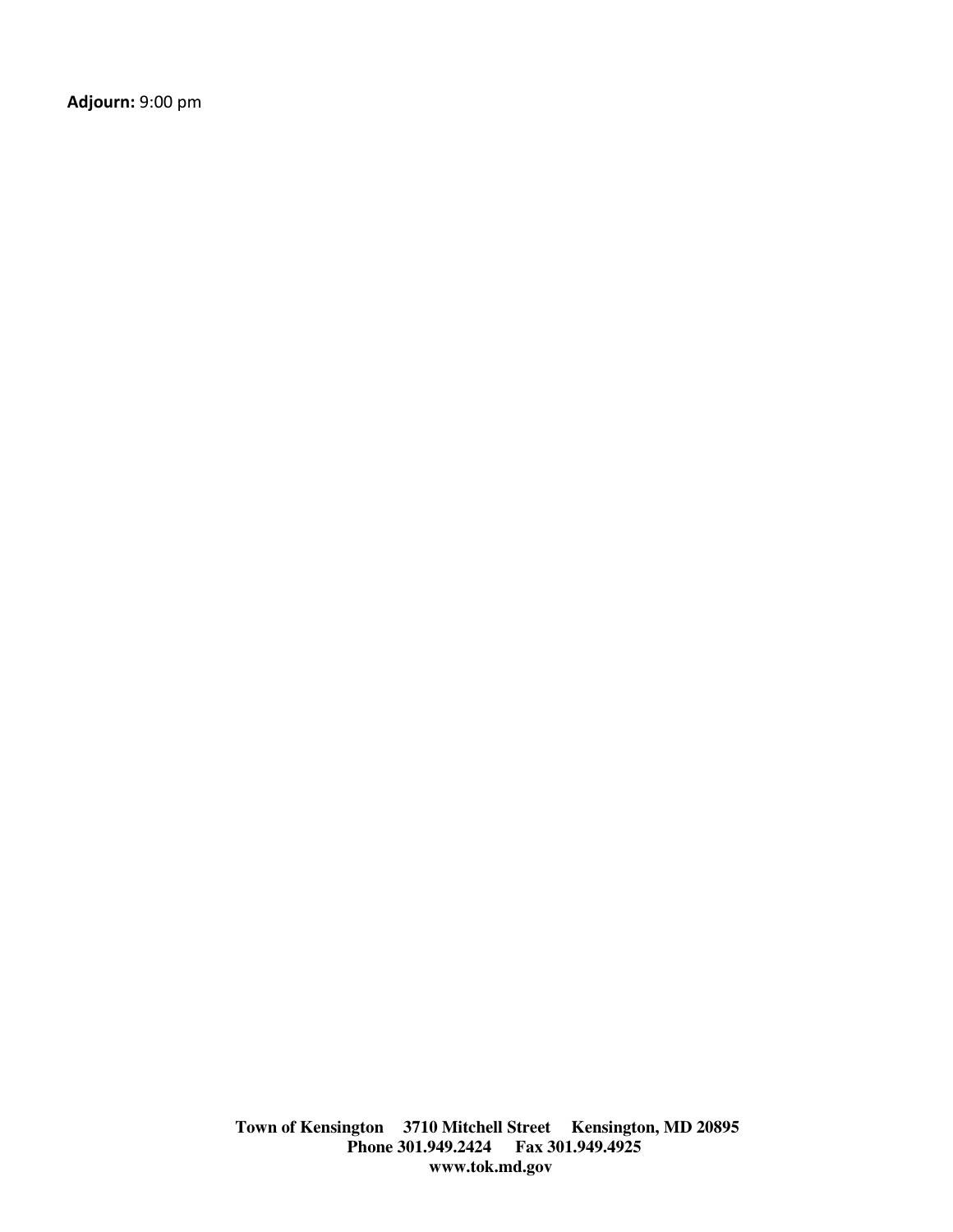**Adjourn:** 9:00 pm